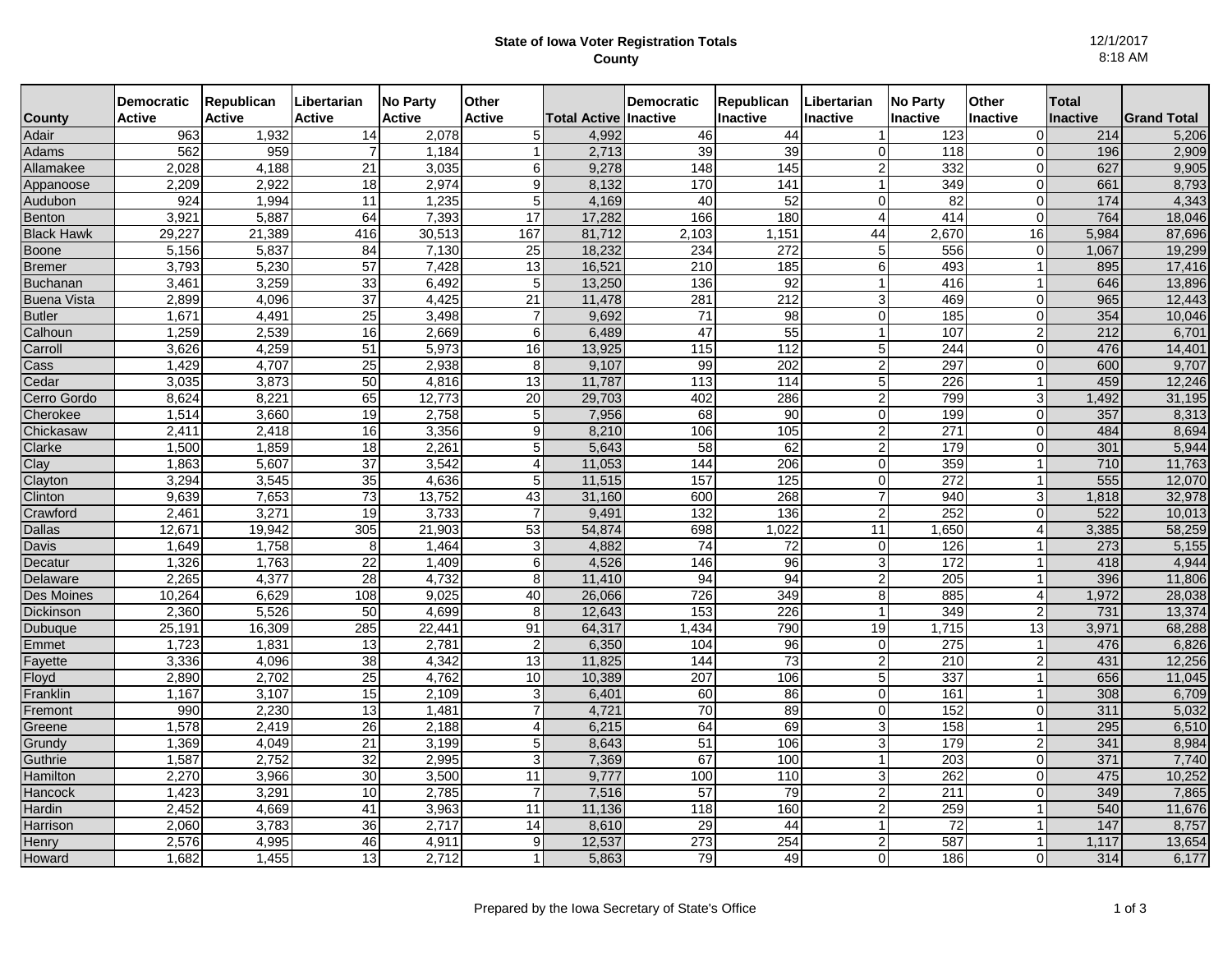# State of Iowa Voter Registration Totals
## County

12/1/2017
8:18 AM

| County | Democratic Active | Republican Active | Libertarian Active | No Party Active | Other Active | Total Active | Democratic Inactive | Republican Inactive | Libertarian Inactive | No Party Inactive | Other Inactive | Total Inactive | Grand Total |
|---|---|---|---|---|---|---|---|---|---|---|---|---|---|
| Adair | 963 | 1,932 | 14 | 2,078 | 5 | 4,992 | 46 | 44 | 1 | 123 | 0 | 214 | 5,206 |
| Adams | 562 | 959 | 7 | 1,184 | 1 | 2,713 | 39 | 39 | 0 | 118 | 0 | 196 | 2,909 |
| Allamakee | 2,028 | 4,188 | 21 | 3,035 | 6 | 9,278 | 148 | 145 | 2 | 332 | 0 | 627 | 9,905 |
| Appanoose | 2,209 | 2,922 | 18 | 2,974 | 9 | 8,132 | 170 | 141 | 1 | 349 | 0 | 661 | 8,793 |
| Audubon | 924 | 1,994 | 11 | 1,235 | 5 | 4,169 | 40 | 52 | 0 | 82 | 0 | 174 | 4,343 |
| Benton | 3,921 | 5,887 | 64 | 7,393 | 17 | 17,282 | 166 | 180 | 4 | 414 | 0 | 764 | 18,046 |
| Black Hawk | 29,227 | 21,389 | 416 | 30,513 | 167 | 81,712 | 2,103 | 1,151 | 44 | 2,670 | 16 | 5,984 | 87,696 |
| Boone | 5,156 | 5,837 | 84 | 7,130 | 25 | 18,232 | 234 | 272 | 5 | 556 | 0 | 1,067 | 19,299 |
| Bremer | 3,793 | 5,230 | 57 | 7,428 | 13 | 16,521 | 210 | 185 | 6 | 493 | 1 | 895 | 17,416 |
| Buchanan | 3,461 | 3,259 | 33 | 6,492 | 5 | 13,250 | 136 | 92 | 1 | 416 | 1 | 646 | 13,896 |
| Buena Vista | 2,899 | 4,096 | 37 | 4,425 | 21 | 11,478 | 281 | 212 | 3 | 469 | 0 | 965 | 12,443 |
| Butler | 1,671 | 4,491 | 25 | 3,498 | 7 | 9,692 | 71 | 98 | 0 | 185 | 0 | 354 | 10,046 |
| Calhoun | 1,259 | 2,539 | 16 | 2,669 | 6 | 6,489 | 47 | 55 | 1 | 107 | 2 | 212 | 6,701 |
| Carroll | 3,626 | 4,259 | 51 | 5,973 | 16 | 13,925 | 115 | 112 | 5 | 244 | 0 | 476 | 14,401 |
| Cass | 1,429 | 4,707 | 25 | 2,938 | 8 | 9,107 | 99 | 202 | 2 | 297 | 0 | 600 | 9,707 |
| Cedar | 3,035 | 3,873 | 50 | 4,816 | 13 | 11,787 | 113 | 114 | 5 | 226 | 1 | 459 | 12,246 |
| Cerro Gordo | 8,624 | 8,221 | 65 | 12,773 | 20 | 29,703 | 402 | 286 | 2 | 799 | 3 | 1,492 | 31,195 |
| Cherokee | 1,514 | 3,660 | 19 | 2,758 | 5 | 7,956 | 68 | 90 | 0 | 199 | 0 | 357 | 8,313 |
| Chickasaw | 2,411 | 2,418 | 16 | 3,356 | 9 | 8,210 | 106 | 105 | 2 | 271 | 0 | 484 | 8,694 |
| Clarke | 1,500 | 1,859 | 18 | 2,261 | 5 | 5,643 | 58 | 62 | 2 | 179 | 0 | 301 | 5,944 |
| Clay | 1,863 | 5,607 | 37 | 3,542 | 4 | 11,053 | 144 | 206 | 0 | 359 | 1 | 710 | 11,763 |
| Clayton | 3,294 | 3,545 | 35 | 4,636 | 5 | 11,515 | 157 | 125 | 0 | 272 | 1 | 555 | 12,070 |
| Clinton | 9,639 | 7,653 | 73 | 13,752 | 43 | 31,160 | 600 | 268 | 7 | 940 | 3 | 1,818 | 32,978 |
| Crawford | 2,461 | 3,271 | 19 | 3,733 | 7 | 9,491 | 132 | 136 | 2 | 252 | 0 | 522 | 10,013 |
| Dallas | 12,671 | 19,942 | 305 | 21,903 | 53 | 54,874 | 698 | 1,022 | 11 | 1,650 | 4 | 3,385 | 58,259 |
| Davis | 1,649 | 1,758 | 8 | 1,464 | 3 | 4,882 | 74 | 72 | 0 | 126 | 1 | 273 | 5,155 |
| Decatur | 1,326 | 1,763 | 22 | 1,409 | 6 | 4,526 | 146 | 96 | 3 | 172 | 1 | 418 | 4,944 |
| Delaware | 2,265 | 4,377 | 28 | 4,732 | 8 | 11,410 | 94 | 94 | 2 | 205 | 1 | 396 | 11,806 |
| Des Moines | 10,264 | 6,629 | 108 | 9,025 | 40 | 26,066 | 726 | 349 | 8 | 885 | 4 | 1,972 | 28,038 |
| Dickinson | 2,360 | 5,526 | 50 | 4,699 | 8 | 12,643 | 153 | 226 | 1 | 349 | 2 | 731 | 13,374 |
| Dubuque | 25,191 | 16,309 | 285 | 22,441 | 91 | 64,317 | 1,434 | 790 | 19 | 1,715 | 13 | 3,971 | 68,288 |
| Emmet | 1,723 | 1,831 | 13 | 2,781 | 2 | 6,350 | 104 | 96 | 0 | 275 | 1 | 476 | 6,826 |
| Fayette | 3,336 | 4,096 | 38 | 4,342 | 13 | 11,825 | 144 | 73 | 2 | 210 | 2 | 431 | 12,256 |
| Floyd | 2,890 | 2,702 | 25 | 4,762 | 10 | 10,389 | 207 | 106 | 5 | 337 | 1 | 656 | 11,045 |
| Franklin | 1,167 | 3,107 | 15 | 2,109 | 3 | 6,401 | 60 | 86 | 0 | 161 | 1 | 308 | 6,709 |
| Fremont | 990 | 2,230 | 13 | 1,481 | 7 | 4,721 | 70 | 89 | 0 | 152 | 0 | 311 | 5,032 |
| Greene | 1,578 | 2,419 | 26 | 2,188 | 4 | 6,215 | 64 | 69 | 3 | 158 | 1 | 295 | 6,510 |
| Grundy | 1,369 | 4,049 | 21 | 3,199 | 5 | 8,643 | 51 | 106 | 3 | 179 | 2 | 341 | 8,984 |
| Guthrie | 1,587 | 2,752 | 32 | 2,995 | 3 | 7,369 | 67 | 100 | 1 | 203 | 0 | 371 | 7,740 |
| Hamilton | 2,270 | 3,966 | 30 | 3,500 | 11 | 9,777 | 100 | 110 | 3 | 262 | 0 | 475 | 10,252 |
| Hancock | 1,423 | 3,291 | 10 | 2,785 | 7 | 7,516 | 57 | 79 | 2 | 211 | 0 | 349 | 7,865 |
| Hardin | 2,452 | 4,669 | 41 | 3,963 | 11 | 11,136 | 118 | 160 | 2 | 259 | 1 | 540 | 11,676 |
| Harrison | 2,060 | 3,783 | 36 | 2,717 | 14 | 8,610 | 29 | 44 | 1 | 72 | 1 | 147 | 8,757 |
| Henry | 2,576 | 4,995 | 46 | 4,911 | 9 | 12,537 | 273 | 254 | 2 | 587 | 1 | 1,117 | 13,654 |
| Howard | 1,682 | 1,455 | 13 | 2,712 | 1 | 5,863 | 79 | 49 | 0 | 186 | 0 | 314 | 6,177 |

Prepared by the Iowa Secretary of State's Office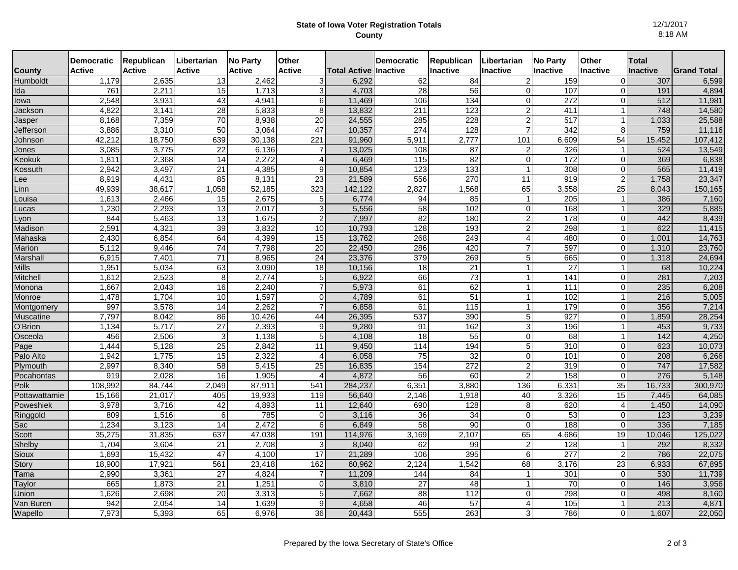**State of Iowa Voter Registration Totals**
**County**

12/1/2017
8:18 AM

| County | Democratic Active | Republican Active | Libertarian Active | No Party Active | Other Active | Total Active | Democratic Inactive | Republican Inactive | Libertarian Inactive | No Party Inactive | Other Inactive | Total Inactive | Grand Total |
|---|---|---|---|---|---|---|---|---|---|---|---|---|---|
| Humboldt | 1,179 | 2,635 | 13 | 2,462 | 3 | 6,292 | 62 | 84 | 2 | 159 | 0 | 307 | 6,599 |
| Ida | 761 | 2,211 | 15 | 1,713 | 3 | 4,703 | 28 | 56 | 0 | 107 | 0 | 191 | 4,894 |
| Iowa | 2,548 | 3,931 | 43 | 4,941 | 6 | 11,469 | 106 | 134 | 0 | 272 | 0 | 512 | 11,981 |
| Jackson | 4,822 | 3,141 | 28 | 5,833 | 8 | 13,832 | 211 | 123 | 2 | 411 | 1 | 748 | 14,580 |
| Jasper | 8,168 | 7,359 | 70 | 8,938 | 20 | 24,555 | 285 | 228 | 2 | 517 | 1 | 1,033 | 25,588 |
| Jefferson | 3,886 | 3,310 | 50 | 3,064 | 47 | 10,357 | 274 | 128 | 7 | 342 | 8 | 759 | 11,116 |
| Johnson | 42,212 | 18,750 | 639 | 30,138 | 221 | 91,960 | 5,911 | 2,777 | 101 | 6,609 | 54 | 15,452 | 107,412 |
| Jones | 3,085 | 3,775 | 22 | 6,136 | 7 | 13,025 | 108 | 87 | 2 | 326 | 1 | 524 | 13,549 |
| Keokuk | 1,811 | 2,368 | 14 | 2,272 | 4 | 6,469 | 115 | 82 | 0 | 172 | 0 | 369 | 6,838 |
| Kossuth | 2,942 | 3,497 | 21 | 4,385 | 9 | 10,854 | 123 | 133 | 1 | 308 | 0 | 565 | 11,419 |
| Lee | 8,919 | 4,431 | 85 | 8,131 | 23 | 21,589 | 556 | 270 | 11 | 919 | 2 | 1,758 | 23,347 |
| Linn | 49,939 | 38,617 | 1,058 | 52,185 | 323 | 142,122 | 2,827 | 1,568 | 65 | 3,558 | 25 | 8,043 | 150,165 |
| Louisa | 1,613 | 2,466 | 15 | 2,675 | 5 | 6,774 | 94 | 85 | 1 | 205 | 1 | 386 | 7,160 |
| Lucas | 1,230 | 2,293 | 13 | 2,017 | 3 | 5,556 | 58 | 102 | 0 | 168 | 1 | 329 | 5,885 |
| Lyon | 844 | 5,463 | 13 | 1,675 | 2 | 7,997 | 82 | 180 | 2 | 178 | 0 | 442 | 8,439 |
| Madison | 2,591 | 4,321 | 39 | 3,832 | 10 | 10,793 | 128 | 193 | 2 | 298 | 1 | 622 | 11,415 |
| Mahaska | 2,430 | 6,854 | 64 | 4,399 | 15 | 13,762 | 268 | 249 | 4 | 480 | 0 | 1,001 | 14,763 |
| Marion | 5,112 | 9,446 | 74 | 7,798 | 20 | 22,450 | 286 | 420 | 7 | 597 | 0 | 1,310 | 23,760 |
| Marshall | 6,915 | 7,401 | 71 | 8,965 | 24 | 23,376 | 379 | 269 | 5 | 665 | 0 | 1,318 | 24,694 |
| Mills | 1,951 | 5,034 | 63 | 3,090 | 18 | 10,156 | 18 | 21 | 1 | 27 | 1 | 68 | 10,224 |
| Mitchell | 1,612 | 2,523 | 8 | 2,774 | 5 | 6,922 | 66 | 73 | 1 | 141 | 0 | 281 | 7,203 |
| Monona | 1,667 | 2,043 | 16 | 2,240 | 7 | 5,973 | 61 | 62 | 1 | 111 | 0 | 235 | 6,208 |
| Monroe | 1,478 | 1,704 | 10 | 1,597 | 0 | 4,789 | 61 | 51 | 1 | 102 | 1 | 216 | 5,005 |
| Montgomery | 997 | 3,578 | 14 | 2,262 | 7 | 6,858 | 61 | 115 | 1 | 179 | 0 | 356 | 7,214 |
| Muscatine | 7,797 | 8,042 | 86 | 10,426 | 44 | 26,395 | 537 | 390 | 5 | 927 | 0 | 1,859 | 28,254 |
| O'Brien | 1,134 | 5,717 | 27 | 2,393 | 9 | 9,280 | 91 | 162 | 3 | 196 | 1 | 453 | 9,733 |
| Osceola | 456 | 2,506 | 3 | 1,138 | 5 | 4,108 | 18 | 55 | 0 | 68 | 1 | 142 | 4,250 |
| Page | 1,444 | 5,128 | 25 | 2,842 | 11 | 9,450 | 114 | 194 | 5 | 310 | 0 | 623 | 10,073 |
| Palo Alto | 1,942 | 1,775 | 15 | 2,322 | 4 | 6,058 | 75 | 32 | 0 | 101 | 0 | 208 | 6,266 |
| Plymouth | 2,997 | 8,340 | 58 | 5,415 | 25 | 16,835 | 154 | 272 | 2 | 319 | 0 | 747 | 17,582 |
| Pocahontas | 919 | 2,028 | 16 | 1,905 | 4 | 4,872 | 56 | 60 | 2 | 158 | 0 | 276 | 5,148 |
| Polk | 108,992 | 84,744 | 2,049 | 87,911 | 541 | 284,237 | 6,351 | 3,880 | 136 | 6,331 | 35 | 16,733 | 300,970 |
| Pottawattamie | 15,166 | 21,017 | 405 | 19,933 | 119 | 56,640 | 2,146 | 1,918 | 40 | 3,326 | 15 | 7,445 | 64,085 |
| Poweshiek | 3,978 | 3,716 | 42 | 4,893 | 11 | 12,640 | 690 | 128 | 8 | 620 | 4 | 1,450 | 14,090 |
| Ringgold | 809 | 1,516 | 6 | 785 | 0 | 3,116 | 36 | 34 | 0 | 53 | 0 | 123 | 3,239 |
| Sac | 1,234 | 3,123 | 14 | 2,472 | 6 | 6,849 | 58 | 90 | 0 | 188 | 0 | 336 | 7,185 |
| Scott | 35,275 | 31,835 | 637 | 47,038 | 191 | 114,976 | 3,169 | 2,107 | 65 | 4,686 | 19 | 10,046 | 125,022 |
| Shelby | 1,704 | 3,604 | 21 | 2,708 | 3 | 8,040 | 62 | 99 | 2 | 128 | 1 | 292 | 8,332 |
| Sioux | 1,693 | 15,432 | 47 | 4,100 | 17 | 21,289 | 106 | 395 | 6 | 277 | 2 | 786 | 22,075 |
| Story | 18,900 | 17,921 | 561 | 23,418 | 162 | 60,962 | 2,124 | 1,542 | 68 | 3,176 | 23 | 6,933 | 67,895 |
| Tama | 2,990 | 3,361 | 27 | 4,824 | 7 | 11,209 | 144 | 84 | 1 | 301 | 0 | 530 | 11,739 |
| Taylor | 665 | 1,873 | 21 | 1,251 | 0 | 3,810 | 27 | 48 | 1 | 70 | 0 | 146 | 3,956 |
| Union | 1,626 | 2,698 | 20 | 3,313 | 5 | 7,662 | 88 | 112 | 0 | 298 | 0 | 498 | 8,160 |
| Van Buren | 942 | 2,054 | 14 | 1,639 | 9 | 4,658 | 46 | 57 | 4 | 105 | 1 | 213 | 4,871 |
| Wapello | 7,973 | 5,393 | 65 | 6,976 | 36 | 20,443 | 555 | 263 | 3 | 786 | 0 | 1,607 | 22,050 |

Prepared by the Iowa Secretary of State's Office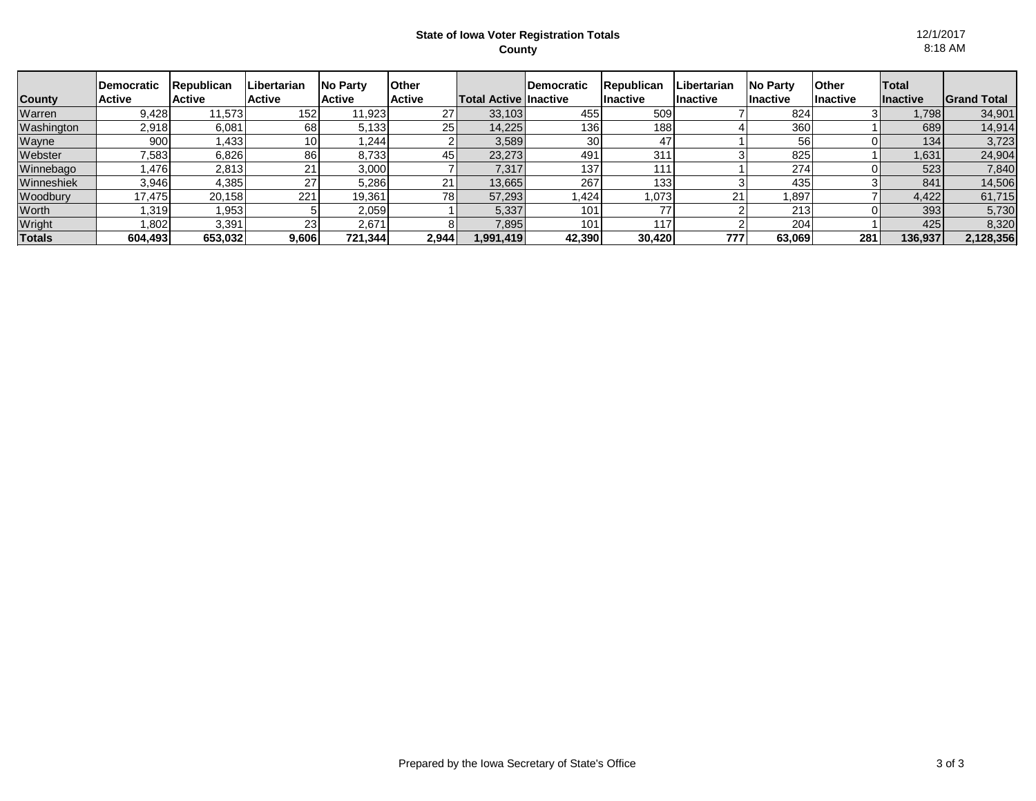**State of Iowa Voter Registration Totals**
**County**

12/1/2017
8:18 AM

| County | Democratic Active | Republican Active | Libertarian Active | No Party Active | Other Active | Total Active | Democratic Inactive | Republican Inactive | Libertarian Inactive | No Party Inactive | Other Inactive | Total Inactive | Grand Total |
|---|---|---|---|---|---|---|---|---|---|---|---|---|---|
| Warren | 9,428 | 11,573 | 152 | 11,923 | 27 | 33,103 | 455 | 509 | 7 | 824 | 3 | 1,798 | 34,901 |
| Washington | 2,918 | 6,081 | 68 | 5,133 | 25 | 14,225 | 136 | 188 | 4 | 360 | 1 | 689 | 14,914 |
| Wayne | 900 | 1,433 | 10 | 1,244 | 2 | 3,589 | 30 | 47 | 1 | 56 | 0 | 134 | 3,723 |
| Webster | 7,583 | 6,826 | 86 | 8,733 | 45 | 23,273 | 491 | 311 | 3 | 825 | 1 | 1,631 | 24,904 |
| Winnebago | 1,476 | 2,813 | 21 | 3,000 | 7 | 7,317 | 137 | 111 | 1 | 274 | 0 | 523 | 7,840 |
| Winneshiek | 3,946 | 4,385 | 27 | 5,286 | 21 | 13,665 | 267 | 133 | 3 | 435 | 3 | 841 | 14,506 |
| Woodbury | 17,475 | 20,158 | 221 | 19,361 | 78 | 57,293 | 1,424 | 1,073 | 21 | 1,897 | 7 | 4,422 | 61,715 |
| Worth | 1,319 | 1,953 | 5 | 2,059 | 1 | 5,337 | 101 | 77 | 2 | 213 | 0 | 393 | 5,730 |
| Wright | 1,802 | 3,391 | 23 | 2,671 | 8 | 7,895 | 101 | 117 | 2 | 204 | 1 | 425 | 8,320 |
| **Totals** | **604,493** | **653,032** | **9,606** | **721,344** | **2,944** | **1,991,419** | **42,390** | **30,420** | **777** | **63,069** | **281** | **136,937** | **2,128,356** |

Prepared by the Iowa Secretary of State's Office